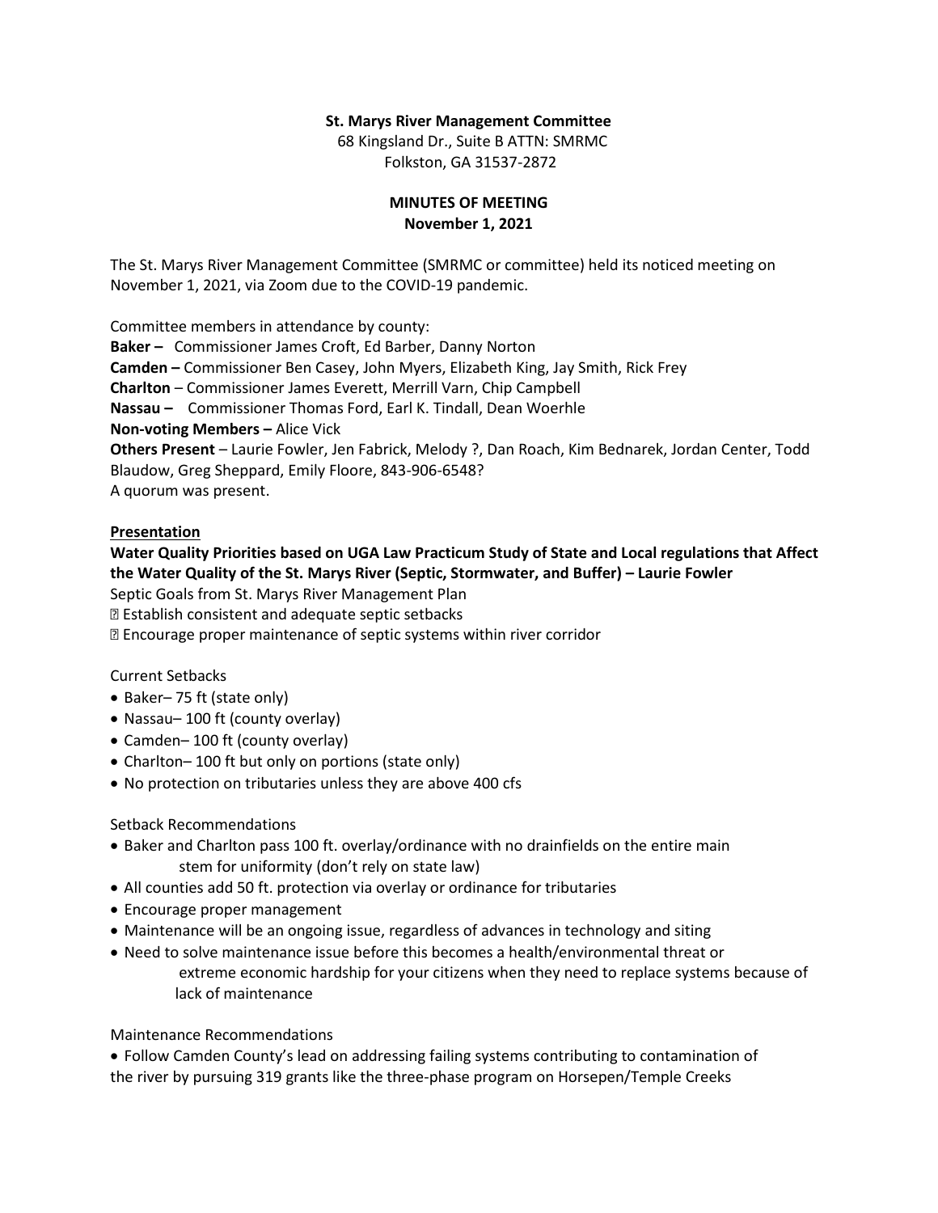**St. Marys River Management Committee**
68 Kingsland Dr., Suite B ATTN: SMRMC
Folkston, GA 31537-2872

**MINUTES OF MEETING**
**November 1, 2021**

The St. Marys River Management Committee (SMRMC or committee) held its noticed meeting on November 1, 2021, via Zoom due to the COVID-19 pandemic.

Committee members in attendance by county:
**Baker –** Commissioner James Croft, Ed Barber, Danny Norton
**Camden –** Commissioner Ben Casey, John Myers, Elizabeth King, Jay Smith, Rick Frey
**Charlton** – Commissioner James Everett, Merrill Varn, Chip Campbell
**Nassau –** Commissioner Thomas Ford, Earl K. Tindall, Dean Woerhle
**Non-voting Members –** Alice Vick
**Others Present** – Laurie Fowler, Jen Fabrick, Melody ?, Dan Roach, Kim Bednarek, Jordan Center, Todd Blaudow, Greg Sheppard, Emily Floore, 843-906-6548?
A quorum was present.

**Presentation**

**Water Quality Priorities based on UGA Law Practicum Study of State and Local regulations that Affect the Water Quality of the St. Marys River (Septic, Stormwater, and Buffer) – Laurie Fowler**

Septic Goals from St. Marys River Management Plan

- Establish consistent and adequate septic setbacks
- Encourage proper maintenance of septic systems within river corridor

Current Setbacks

- Baker– 75 ft (state only)
- Nassau– 100 ft (county overlay)
- Camden– 100 ft (county overlay)
- Charlton– 100 ft but only on portions (state only)
- No protection on tributaries unless they are above 400 cfs

Setback Recommendations

- Baker and Charlton pass 100 ft. overlay/ordinance with no drainfields on the entire main stem for uniformity (don't rely on state law)
- All counties add 50 ft. protection via overlay or ordinance for tributaries
- Encourage proper management
- Maintenance will be an ongoing issue, regardless of advances in technology and siting
- Need to solve maintenance issue before this becomes a health/environmental threat or extreme economic hardship for your citizens when they need to replace systems because of lack of maintenance

Maintenance Recommendations

- Follow Camden County's lead on addressing failing systems contributing to contamination of the river by pursuing 319 grants like the three-phase program on Horsepen/Temple Creeks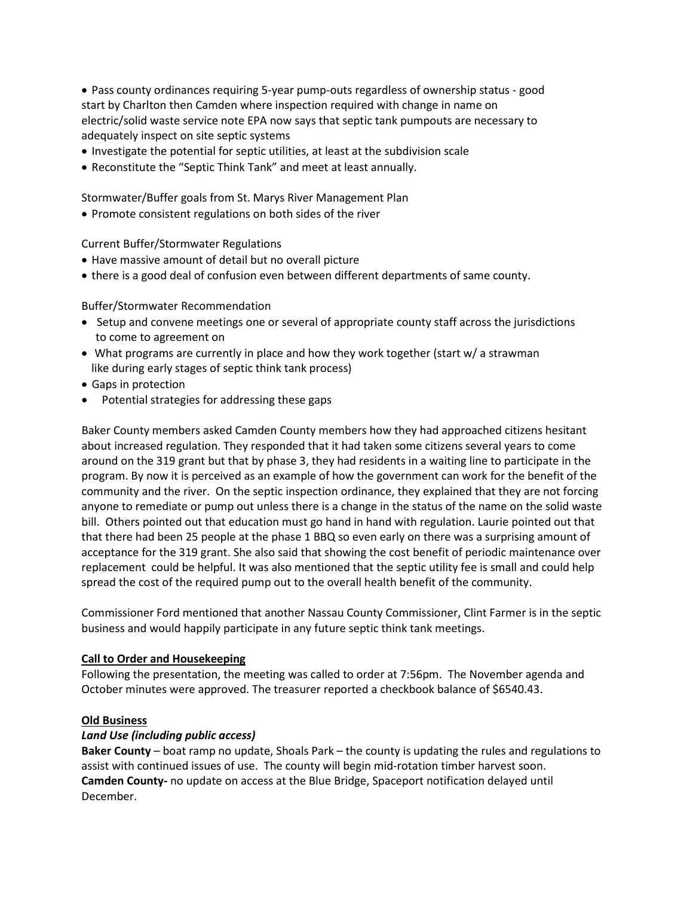- Pass county ordinances requiring 5-year pump-outs regardless of ownership status - good start by Charlton then Camden where inspection required with change in name on electric/solid waste service note EPA now says that septic tank pumpouts are necessary to adequately inspect on site septic systems
- Investigate the potential for septic utilities, at least at the subdivision scale
- Reconstitute the "Septic Think Tank" and meet at least annually.

Stormwater/Buffer goals from St. Marys River Management Plan

- Promote consistent regulations on both sides of the river

Current Buffer/Stormwater Regulations

- Have massive amount of detail but no overall picture
- there is a good deal of confusion even between different departments of same county.

Buffer/Stormwater Recommendation

- Setup and convene meetings one or several of appropriate county staff across the jurisdictions to come to agreement on
- What programs are currently in place and how they work together (start w/ a strawman like during early stages of septic think tank process)
- Gaps in protection
- Potential strategies for addressing these gaps

Baker County members asked Camden County members how they had approached citizens hesitant about increased regulation. They responded that it had taken some citizens several years to come around on the 319 grant but that by phase 3, they had residents in a waiting line to participate in the program. By now it is perceived as an example of how the government can work for the benefit of the community and the river. On the septic inspection ordinance, they explained that they are not forcing anyone to remediate or pump out unless there is a change in the status of the name on the solid waste bill. Others pointed out that education must go hand in hand with regulation. Laurie pointed out that that there had been 25 people at the phase 1 BBQ so even early on there was a surprising amount of acceptance for the 319 grant. She also said that showing the cost benefit of periodic maintenance over replacement could be helpful. It was also mentioned that the septic utility fee is small and could help spread the cost of the required pump out to the overall health benefit of the community.

Commissioner Ford mentioned that another Nassau County Commissioner, Clint Farmer is in the septic business and would happily participate in any future septic think tank meetings.

## Call to Order and Housekeeping

Following the presentation, the meeting was called to order at 7:56pm. The November agenda and October minutes were approved. The treasurer reported a checkbook balance of $6540.43.

## Old Business

### *Land Use (including public access)*

**Baker County** – boat ramp no update, Shoals Park – the county is updating the rules and regulations to assist with continued issues of use. The county will begin mid-rotation timber harvest soon.
**Camden County-** no update on access at the Blue Bridge, Spaceport notification delayed until December.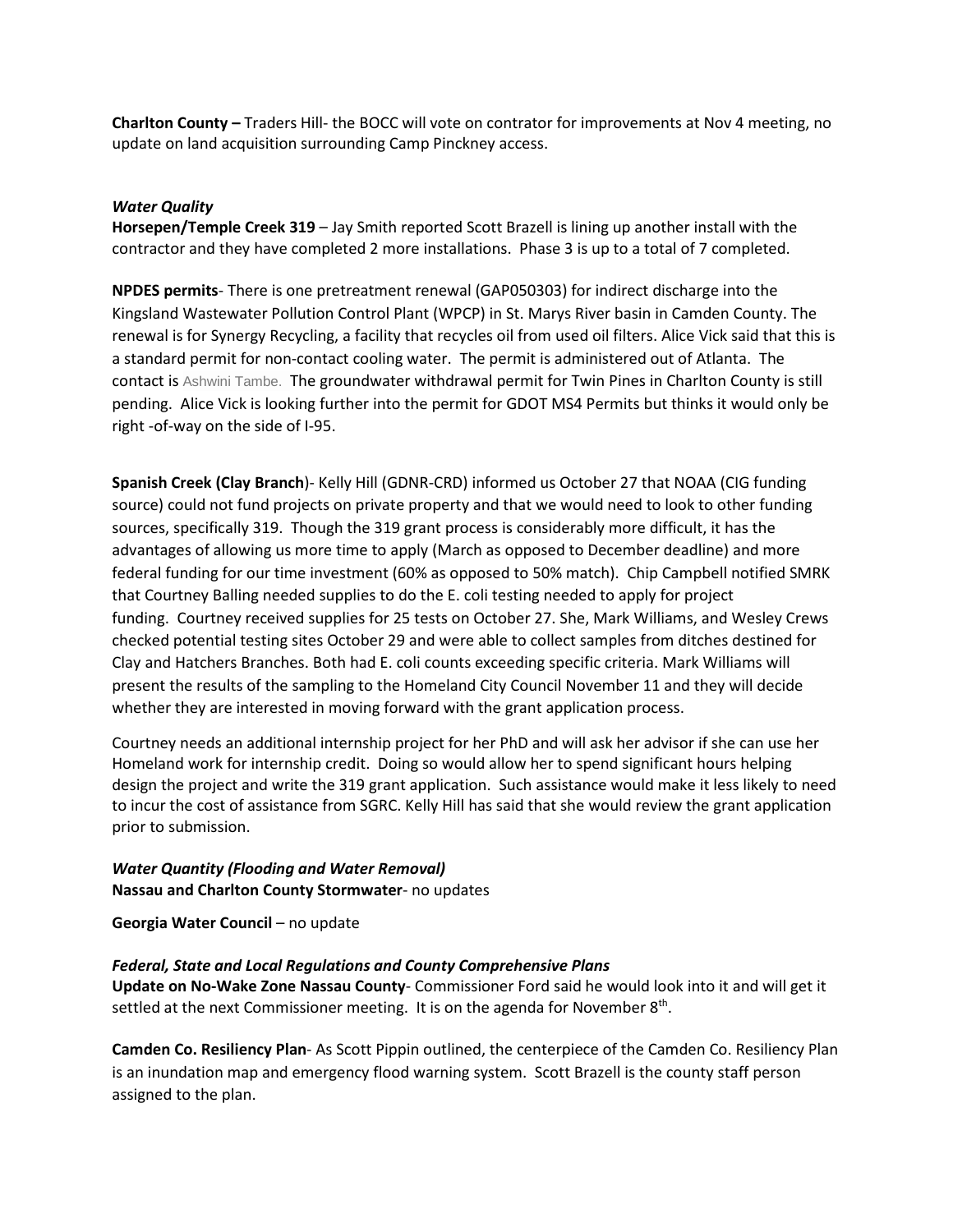**Charlton County –** Traders Hill- the BOCC will vote on contrator for improvements at Nov 4 meeting, no update on land acquisition surrounding Camp Pinckney access.

***Water Quality***

**Horsepen/Temple Creek 319** – Jay Smith reported Scott Brazell is lining up another install with the contractor and they have completed 2 more installations. Phase 3 is up to a total of 7 completed.

**NPDES permits**- There is one pretreatment renewal (GAP050303) for indirect discharge into the Kingsland Wastewater Pollution Control Plant (WPCP) in St. Marys River basin in Camden County. The renewal is for Synergy Recycling, a facility that recycles oil from used oil filters. Alice Vick said that this is a standard permit for non-contact cooling water. The permit is administered out of Atlanta. The contact is Ashwini Tambe. The groundwater withdrawal permit for Twin Pines in Charlton County is still pending. Alice Vick is looking further into the permit for GDOT MS4 Permits but thinks it would only be right -of-way on the side of I-95.

**Spanish Creek (Clay Branch**)- Kelly Hill (GDNR-CRD) informed us October 27 that NOAA (CIG funding source) could not fund projects on private property and that we would need to look to other funding sources, specifically 319. Though the 319 grant process is considerably more difficult, it has the advantages of allowing us more time to apply (March as opposed to December deadline) and more federal funding for our time investment (60% as opposed to 50% match). Chip Campbell notified SMRK that Courtney Balling needed supplies to do the E. coli testing needed to apply for project funding. Courtney received supplies for 25 tests on October 27. She, Mark Williams, and Wesley Crews checked potential testing sites October 29 and were able to collect samples from ditches destined for Clay and Hatchers Branches. Both had E. coli counts exceeding specific criteria. Mark Williams will present the results of the sampling to the Homeland City Council November 11 and they will decide whether they are interested in moving forward with the grant application process.

Courtney needs an additional internship project for her PhD and will ask her advisor if she can use her Homeland work for internship credit. Doing so would allow her to spend significant hours helping design the project and write the 319 grant application. Such assistance would make it less likely to need to incur the cost of assistance from SGRC. Kelly Hill has said that she would review the grant application prior to submission.

***Water Quantity (Flooding and Water Removal)***

**Nassau and Charlton County Stormwater**- no updates

**Georgia Water Council** – no update

***Federal, State and Local Regulations and County Comprehensive Plans***

**Update on No-Wake Zone Nassau County**- Commissioner Ford said he would look into it and will get it settled at the next Commissioner meeting. It is on the agenda for November 8th.

**Camden Co. Resiliency Plan**- As Scott Pippin outlined, the centerpiece of the Camden Co. Resiliency Plan is an inundation map and emergency flood warning system. Scott Brazell is the county staff person assigned to the plan.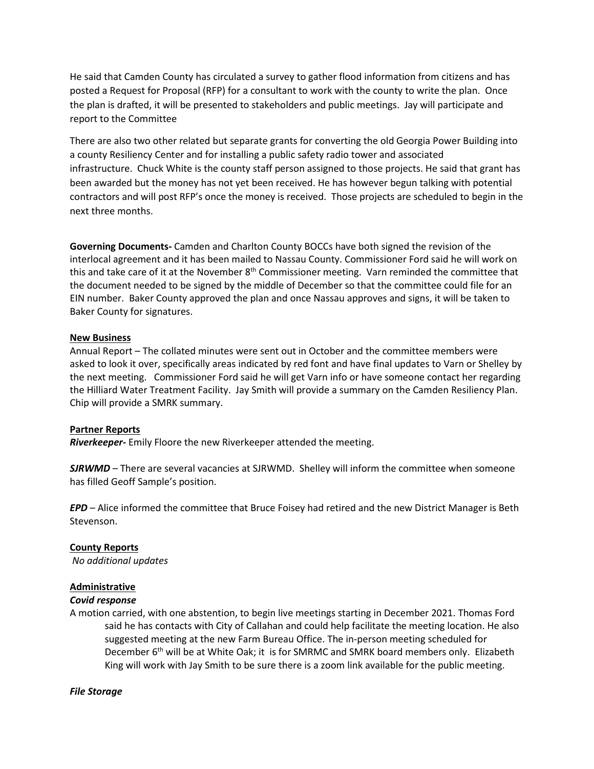He said that Camden County has circulated a survey to gather flood information from citizens and has posted a Request for Proposal (RFP) for a consultant to work with the county to write the plan. Once the plan is drafted, it will be presented to stakeholders and public meetings. Jay will participate and report to the Committee

There are also two other related but separate grants for converting the old Georgia Power Building into a county Resiliency Center and for installing a public safety radio tower and associated infrastructure. Chuck White is the county staff person assigned to those projects. He said that grant has been awarded but the money has not yet been received. He has however begun talking with potential contractors and will post RFP's once the money is received. Those projects are scheduled to begin in the next three months.

**Governing Documents-** Camden and Charlton County BOCCs have both signed the revision of the interlocal agreement and it has been mailed to Nassau County. Commissioner Ford said he will work on this and take care of it at the November 8th Commissioner meeting. Varn reminded the committee that the document needed to be signed by the middle of December so that the committee could file for an EIN number. Baker County approved the plan and once Nassau approves and signs, it will be taken to Baker County for signatures.

**New Business**

Annual Report – The collated minutes were sent out in October and the committee members were asked to look it over, specifically areas indicated by red font and have final updates to Varn or Shelley by the next meeting. Commissioner Ford said he will get Varn info or have someone contact her regarding the Hilliard Water Treatment Facility. Jay Smith will provide a summary on the Camden Resiliency Plan. Chip will provide a SMRK summary.

**Partner Reports**

***Riverkeeper-*** Emily Floore the new Riverkeeper attended the meeting.

***SJRWMD*** – There are several vacancies at SJRWMD. Shelley will inform the committee when someone has filled Geoff Sample's position.

***EPD*** – Alice informed the committee that Bruce Foisey had retired and the new District Manager is Beth Stevenson.

**County Reports**

*No additional updates*

**Administrative**

***Covid response***

A motion carried, with one abstention, to begin live meetings starting in December 2021. Thomas Ford said he has contacts with City of Callahan and could help facilitate the meeting location. He also suggested meeting at the new Farm Bureau Office. The in-person meeting scheduled for December 6th will be at White Oak; it is for SMRMC and SMRK board members only. Elizabeth King will work with Jay Smith to be sure there is a zoom link available for the public meeting.

***File Storage***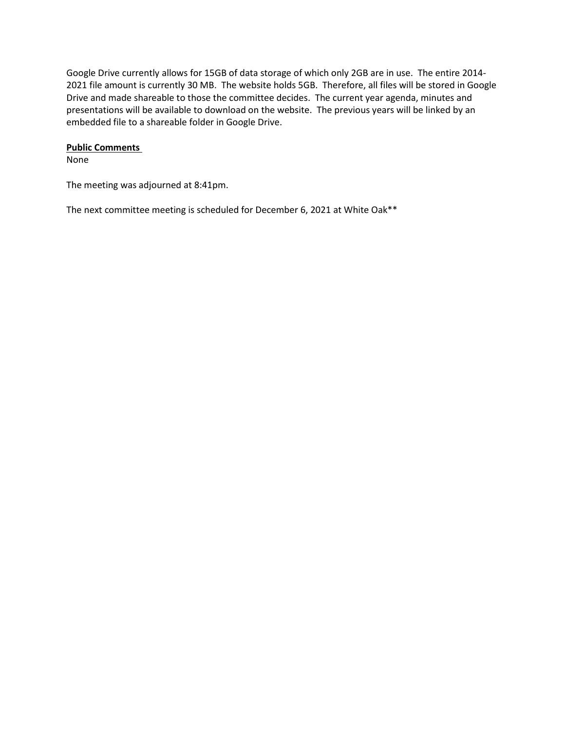Google Drive currently allows for 15GB of data storage of which only 2GB are in use. The entire 2014-2021 file amount is currently 30 MB. The website holds 5GB. Therefore, all files will be stored in Google Drive and made shareable to those the committee decides. The current year agenda, minutes and presentations will be available to download on the website. The previous years will be linked by an embedded file to a shareable folder in Google Drive.

**Public Comments**

None

The meeting was adjourned at 8:41pm.

The next committee meeting is scheduled for December 6, 2021 at White Oak**